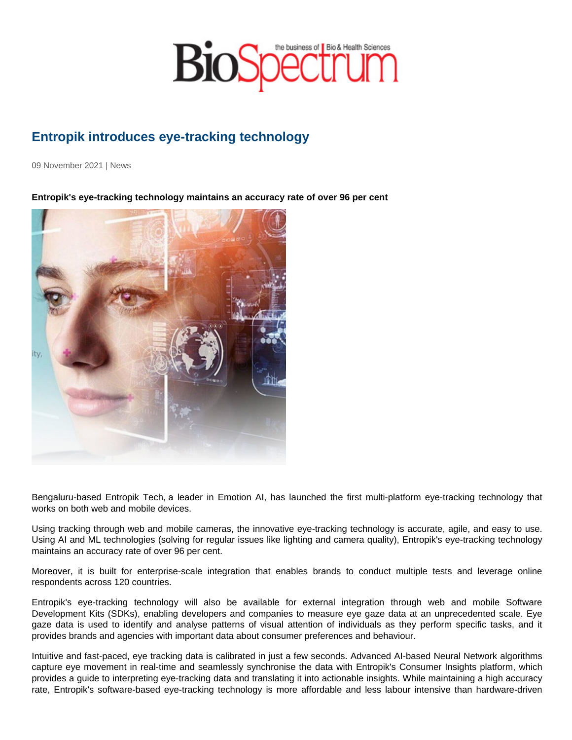# Entropik introduces eye-tracking technology

09 November 2021 | News

**Entropik's eye-tracking technology maintains an accuracy rate of over 96 per cent**

Bengaluru-based Entropik Tech, a leader in Emotion AI, has launched the first multi-platform eye-tracking technology that works on both web and mobile devices.

Using tracking through web and mobile cameras, the innovative eye-tracking technology is accurate, agile, and easy to use. Using AI and ML technologies (solving for regular issues like lighting and camera quality), Entropik's eye-tracking technology maintains an accuracy rate of over 96 per cent.

Moreover, it is built for enterprise-scale integration that enables brands to conduct multiple tests and leverage online respondents across 120 countries.

Entropik's eye-tracking technology will also be available for external integration through web and mobile Software Development Kits (SDKs), enabling developers and companies to measure eye gaze data at an unprecedented scale. Eye gaze data is used to identify and analyse patterns of visual attention of individuals as they perform specific tasks, and it provides brands and agencies with important data about consumer preferences and behaviour.

Intuitive and fast-paced, eye tracking data is calibrated in just a few seconds. Advanced AI-based Neural Network algorithms capture eye movement in real-time and seamlessly synchronise the data with Entropik's Consumer Insights platform, which provides a guide to interpreting eye-tracking data and translating it into actionable insights. While maintaining a high accuracy rate, Entropik's software-based eye-tracking technology is more affordable and less labour intensive than hardware-driven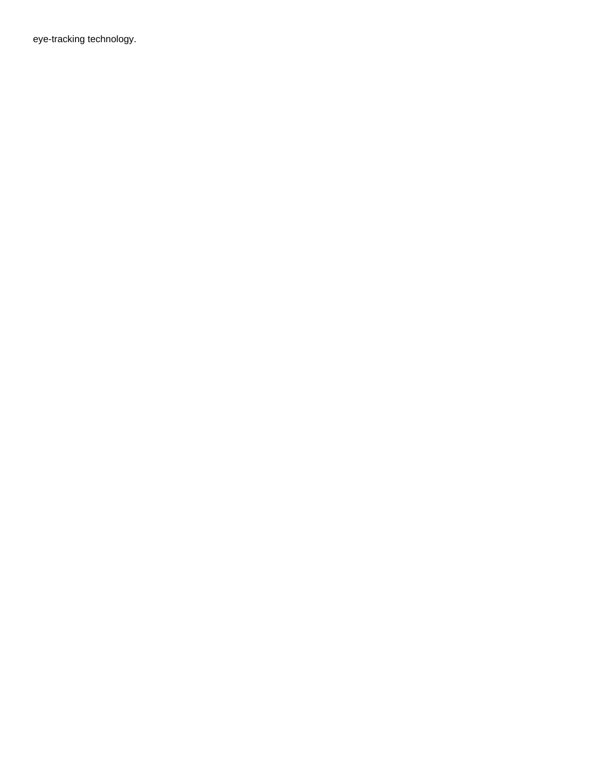eye-tracking technology.